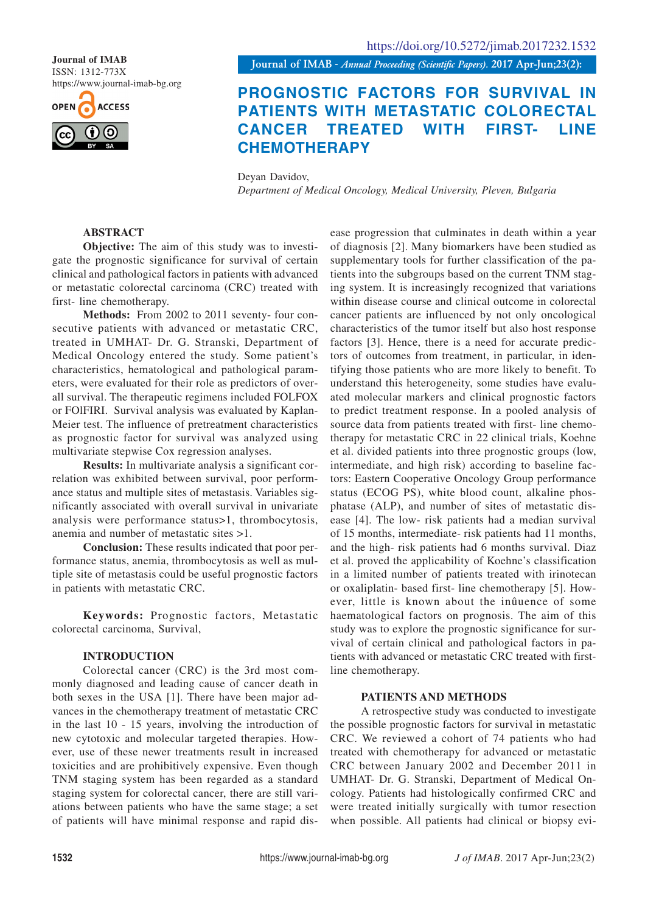https://doi.org/10.5272/jimab.2017232.1532

**Journal of IMAB**
ISSN: 1312-773X
https://www.journal-imab-bg.org

Journal of IMAB - *Annual Proceeding (Scientific Papers)*. 2017 Apr-Jun;23(2):

# PROGNOSTIC FACTORS FOR SURVIVAL IN PATIENTS WITH METASTATIC COLORECTAL CANCER TREATED WITH FIRST- LINE CHEMOTHERAPY

Deyan Davidov,
*Department of Medical Oncology, Medical University, Pleven, Bulgaria*

## ABSTRACT

**Objective:** The aim of this study was to investigate the prognostic significance for survival of certain clinical and pathological factors in patients with advanced or metastatic colorectal carcinoma (CRC) treated with first- line chemotherapy.

**Methods:** From 2002 to 2011 seventy- four consecutive patients with advanced or metastatic CRC, treated in UMHAT- Dr. G. Stranski, Department of Medical Oncology entered the study. Some patient's characteristics, hematological and pathological parameters, were evaluated for their role as predictors of overall survival. The therapeutic regimens included FOLFOX or FOlFIRI. Survival analysis was evaluated by Kaplan-Meier test. The influence of pretreatment characteristics as prognostic factor for survival was analyzed using multivariate stepwise Cox regression analyses.

**Results:** In multivariate analysis a significant correlation was exhibited between survival, poor performance status and multiple sites of metastasis. Variables significantly associated with overall survival in univariate analysis were performance status>1, thrombocytosis, anemia and number of metastatic sites >1.

**Conclusion:** These results indicated that poor performance status, anemia, thrombocytosis as well as multiple site of metastasis could be useful prognostic factors in patients with metastatic CRC.

**Keywords:** Prognostic factors, Metastatic colorectal carcinoma, Survival,

## INTRODUCTION

Colorectal cancer (CRC) is the 3rd most commonly diagnosed and leading cause of cancer death in both sexes in the USA [1]. There have been major advances in the chemotherapy treatment of metastatic CRC in the last 10 - 15 years, involving the introduction of new cytotoxic and molecular targeted therapies. However, use of these newer treatments result in increased toxicities and are prohibitively expensive. Even though TNM staging system has been regarded as a standard staging system for colorectal cancer, there are still variations between patients who have the same stage; a set of patients will have minimal response and rapid disease progression that culminates in death within a year of diagnosis [2]. Many biomarkers have been studied as supplementary tools for further classification of the patients into the subgroups based on the current TNM staging system. It is increasingly recognized that variations within disease course and clinical outcome in colorectal cancer patients are influenced by not only oncological characteristics of the tumor itself but also host response factors [3]. Hence, there is a need for accurate predictors of outcomes from treatment, in particular, in identifying those patients who are more likely to benefit. To understand this heterogeneity, some studies have evaluated molecular markers and clinical prognostic factors to predict treatment response. In a pooled analysis of source data from patients treated with first- line chemotherapy for metastatic CRC in 22 clinical trials, Koehne et al. divided patients into three prognostic groups (low, intermediate, and high risk) according to baseline factors: Eastern Cooperative Oncology Group performance status (ECOG PS), white blood count, alkaline phosphatase (ALP), and number of sites of metastatic disease [4]. The low- risk patients had a median survival of 15 months, intermediate- risk patients had 11 months, and the high- risk patients had 6 months survival. Diaz et al. proved the applicability of Koehne's classification in a limited number of patients treated with irinotecan or oxaliplatin- based first- line chemotherapy [5]. However, little is known about the influence of some haematological factors on prognosis. The aim of this study was to explore the prognostic significance for survival of certain clinical and pathological factors in patients with advanced or metastatic CRC treated with first-line chemotherapy.

## PATIENTS AND METHODS

A retrospective study was conducted to investigate the possible prognostic factors for survival in metastatic CRC. We reviewed a cohort of 74 patients who had treated with chemotherapy for advanced or metastatic CRC between January 2002 and December 2011 in UMHAT- Dr. G. Stranski, Department of Medical Oncology. Patients had histologically confirmed CRC and were treated initially surgically with tumor resection when possible. All patients had clinical or biopsy evi-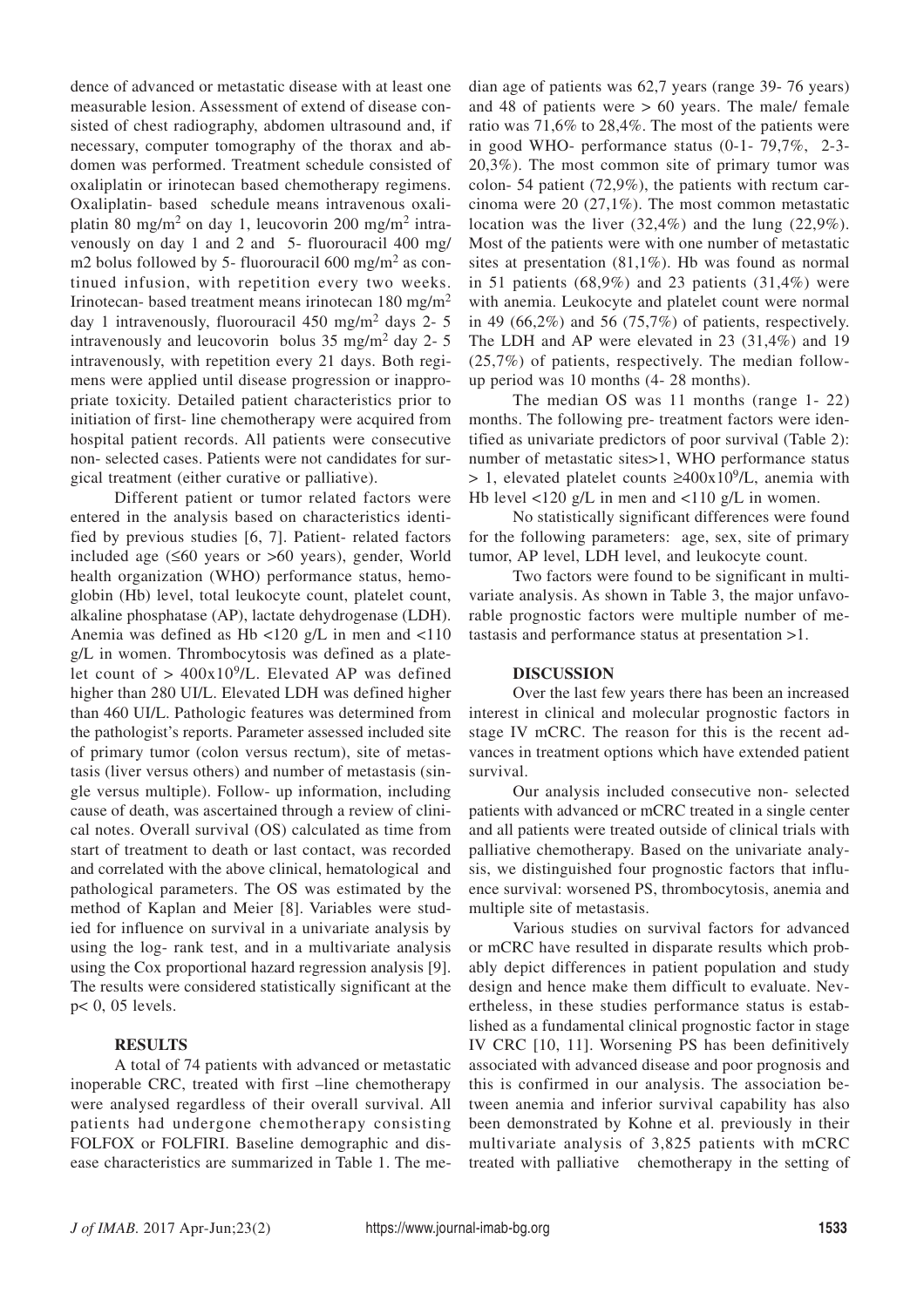dence of advanced or metastatic disease with at least one measurable lesion. Assessment of extend of disease consisted of chest radiography, abdomen ultrasound and, if necessary, computer tomography of the thorax and abdomen was performed. Treatment schedule consisted of oxaliplatin or irinotecan based chemotherapy regimens. Oxaliplatin- based schedule means intravenous oxaliplatin 80 mg/m$^2$ on day 1, leucovorin 200 mg/m$^2$ intravenously on day 1 and 2 and 5- fluorouracil 400 mg/m2 bolus followed by 5- fluorouracil 600 mg/m$^2$ as continued infusion, with repetition every two weeks. Irinotecan- based treatment means irinotecan 180 mg/m$^2$ day 1 intravenously, fluorouracil 450 mg/m$^2$ days 2- 5 intravenously and leucovorin bolus 35 mg/m$^2$ day 2- 5 intravenously, with repetition every 21 days. Both regimens were applied until disease progression or inappropriate toxicity. Detailed patient characteristics prior to initiation of first- line chemotherapy were acquired from hospital patient records. All patients were consecutive non- selected cases. Patients were not candidates for surgical treatment (either curative or palliative).

Different patient or tumor related factors were entered in the analysis based on characteristics identified by previous studies [6, 7]. Patient- related factors included age (≤60 years or >60 years), gender, World health organization (WHO) performance status, hemoglobin (Hb) level, total leukocyte count, platelet count, alkaline phosphatase (AP), lactate dehydrogenase (LDH). Anemia was defined as Hb <120 g/L in men and <110 g/L in women. Thrombocytosis was defined as a platelet count of > 400x10$^9$/L. Elevated AP was defined higher than 280 UI/L. Elevated LDH was defined higher than 460 UI/L. Pathologic features was determined from the pathologist's reports. Parameter assessed included site of primary tumor (colon versus rectum), site of metastasis (liver versus others) and number of metastasis (single versus multiple). Follow- up information, including cause of death, was ascertained through a review of clinical notes. Overall survival (OS) calculated as time from start of treatment to death or last contact, was recorded and correlated with the above clinical, hematological and pathological parameters. The OS was estimated by the method of Kaplan and Meier [8]. Variables were studied for influence on survival in a univariate analysis by using the log- rank test, and in a multivariate analysis using the Cox proportional hazard regression analysis [9]. The results were considered statistically significant at the p< 0, 05 levels.

## RESULTS

A total of 74 patients with advanced or metastatic inoperable CRC, treated with first –line chemotherapy were analysed regardless of their overall survival. All patients had undergone chemotherapy consisting FOLFOX or FOLFIRI. Baseline demographic and disease characteristics are summarized in Table 1. The median age of patients was 62,7 years (range 39- 76 years) and 48 of patients were > 60 years. The male/ female ratio was 71,6% to 28,4%. The most of the patients were in good WHO- performance status (0-1- 79,7%, 2-3- 20,3%). The most common site of primary tumor was colon- 54 patient (72,9%), the patients with rectum carcinoma were 20 (27,1%). The most common metastatic location was the liver (32,4%) and the lung (22,9%). Most of the patients were with one number of metastatic sites at presentation (81,1%). Hb was found as normal in 51 patients (68,9%) and 23 patients (31,4%) were with anemia. Leukocyte and platelet count were normal in 49 (66,2%) and 56 (75,7%) of patients, respectively. The LDH and AP were elevated in 23 (31,4%) and 19 (25,7%) of patients, respectively. The median follow-up period was 10 months (4- 28 months).

The median OS was 11 months (range 1- 22) months. The following pre- treatment factors were identified as univariate predictors of poor survival (Table 2): number of metastatic sites>1, WHO performance status > 1, elevated platelet counts ≥400x10$^9$/L, anemia with Hb level <120 g/L in men and <110 g/L in women.

No statistically significant differences were found for the following parameters: age, sex, site of primary tumor, AP level, LDH level, and leukocyte count.

Two factors were found to be significant in multivariate analysis. As shown in Table 3, the major unfavorable prognostic factors were multiple number of metastasis and performance status at presentation >1.

## DISCUSSION

Over the last few years there has been an increased interest in clinical and molecular prognostic factors in stage IV mCRC. The reason for this is the recent advances in treatment options which have extended patient survival.

Our analysis included consecutive non- selected patients with advanced or mCRC treated in a single center and all patients were treated outside of clinical trials with palliative chemotherapy. Based on the univariate analysis, we distinguished four prognostic factors that influence survival: worsened PS, thrombocytosis, anemia and multiple site of metastasis.

Various studies on survival factors for advanced or mCRC have resulted in disparate results which probably depict differences in patient population and study design and hence make them difficult to evaluate. Nevertheless, in these studies performance status is established as a fundamental clinical prognostic factor in stage IV CRC [10, 11]. Worsening PS has been definitively associated with advanced disease and poor prognosis and this is confirmed in our analysis. The association between anemia and inferior survival capability has also been demonstrated by Kohne et al. previously in their multivariate analysis of 3,825 patients with mCRC treated with palliative chemotherapy in the setting of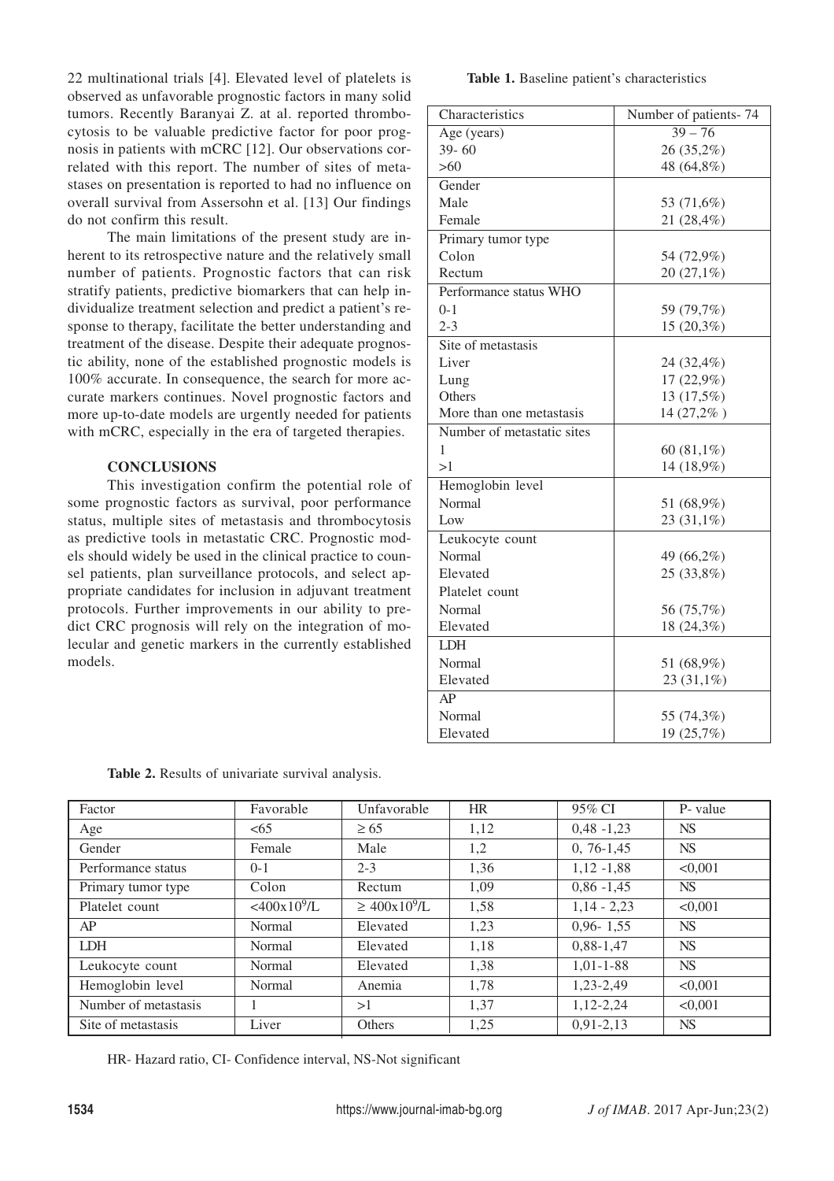22 multinational trials [4]. Elevated level of platelets is observed as unfavorable prognostic factors in many solid tumors. Recently Baranyai Z. at al. reported thrombocytosis to be valuable predictive factor for poor prognosis in patients with mCRC [12]. Our observations correlated with this report. The number of sites of metastases on presentation is reported to had no influence on overall survival from Assersohn et al. [13] Our findings do not confirm this result.

The main limitations of the present study are inherent to its retrospective nature and the relatively small number of patients. Prognostic factors that can risk stratify patients, predictive biomarkers that can help individualize treatment selection and predict a patient's response to therapy, facilitate the better understanding and treatment of the disease. Despite their adequate prognostic ability, none of the established prognostic models is 100% accurate. In consequence, the search for more accurate markers continues. Novel prognostic factors and more up-to-date models are urgently needed for patients with mCRC, especially in the era of targeted therapies.

## CONCLUSIONS

This investigation confirm the potential role of some prognostic factors as survival, poor performance status, multiple sites of metastasis and thrombocytosis as predictive tools in metastatic CRC. Prognostic models should widely be used in the clinical practice to counsel patients, plan surveillance protocols, and select appropriate candidates for inclusion in adjuvant treatment protocols. Further improvements in our ability to predict CRC prognosis will rely on the integration of molecular and genetic markers in the currently established models.

**Table 1.** Baseline patient's characteristics

| Characteristics | Number of patients- 74 |
|---|---|
| Age (years) | 39 – 76 |
| 39- 60 | 26 (35,2%) |
| >60 | 48 (64,8%) |
| Gender | |
| Male | 53 (71,6%) |
| Female | 21 (28,4%) |
| Primary tumor type | |
| Colon | 54 (72,9%) |
| Rectum | 20 (27,1%) |
| Performance status WHO | |
| 0-1 | 59 (79,7%) |
| 2-3 | 15 (20,3%) |
| Site of metastasis | |
| Liver | 24 (32,4%) |
| Lung | 17 (22,9%) |
| Others | 13 (17,5%) |
| More than one metastasis | 14 (27,2% ) |
| Number of metastatic sites | |
| 1 | 60 (81,1%) |
| >1 | 14 (18,9%) |
| Hemoglobin level | |
| Normal | 51 (68,9%) |
| Low | 23 (31,1%) |
| Leukocyte count | |
| Normal | 49 (66,2%) |
| Elevated | 25 (33,8%) |
| Platelet count | |
| Normal | 56 (75,7%) |
| Elevated | 18 (24,3%) |
| LDH | |
| Normal | 51 (68,9%) |
| Elevated | 23 (31,1%) |
| AP | |
| Normal | 55 (74,3%) |
| Elevated | 19 (25,7%) |

**Table 2.** Results of univariate survival analysis.

| Factor | Favorable | Unfavorable | HR | 95% CI | P- value |
|---|---|---|---|---|---|
| Age | <65 | ≥ 65 | 1,12 | 0,48 -1,23 | NS |
| Gender | Female | Male | 1,2 | 0, 76-1,45 | NS |
| Performance status | 0-1 | 2-3 | 1,36 | 1,12 -1,88 | <0,001 |
| Primary tumor type | Colon | Rectum | 1,09 | 0,86 -1,45 | NS |
| Platelet count | $<400x10^9/L$ | $\geq 400x10^9/L$ | 1,58 | 1,14 - 2,23 | <0,001 |
| AP | Normal | Elevated | 1,23 | 0,96- 1,55 | NS |
| LDH | Normal | Elevated | 1,18 | 0,88-1,47 | NS |
| Leukocyte count | Normal | Elevated | 1,38 | 1,01-1-88 | NS |
| Hemoglobin level | Normal | Anemia | 1,78 | 1,23-2,49 | <0,001 |
| Number of metastasis | 1 | >1 | 1,37 | 1,12-2,24 | <0,001 |
| Site of metastasis | Liver | Others | 1,25 | 0,91-2,13 | NS |

HR- Hazard ratio, CI- Confidence interval, NS-Not significant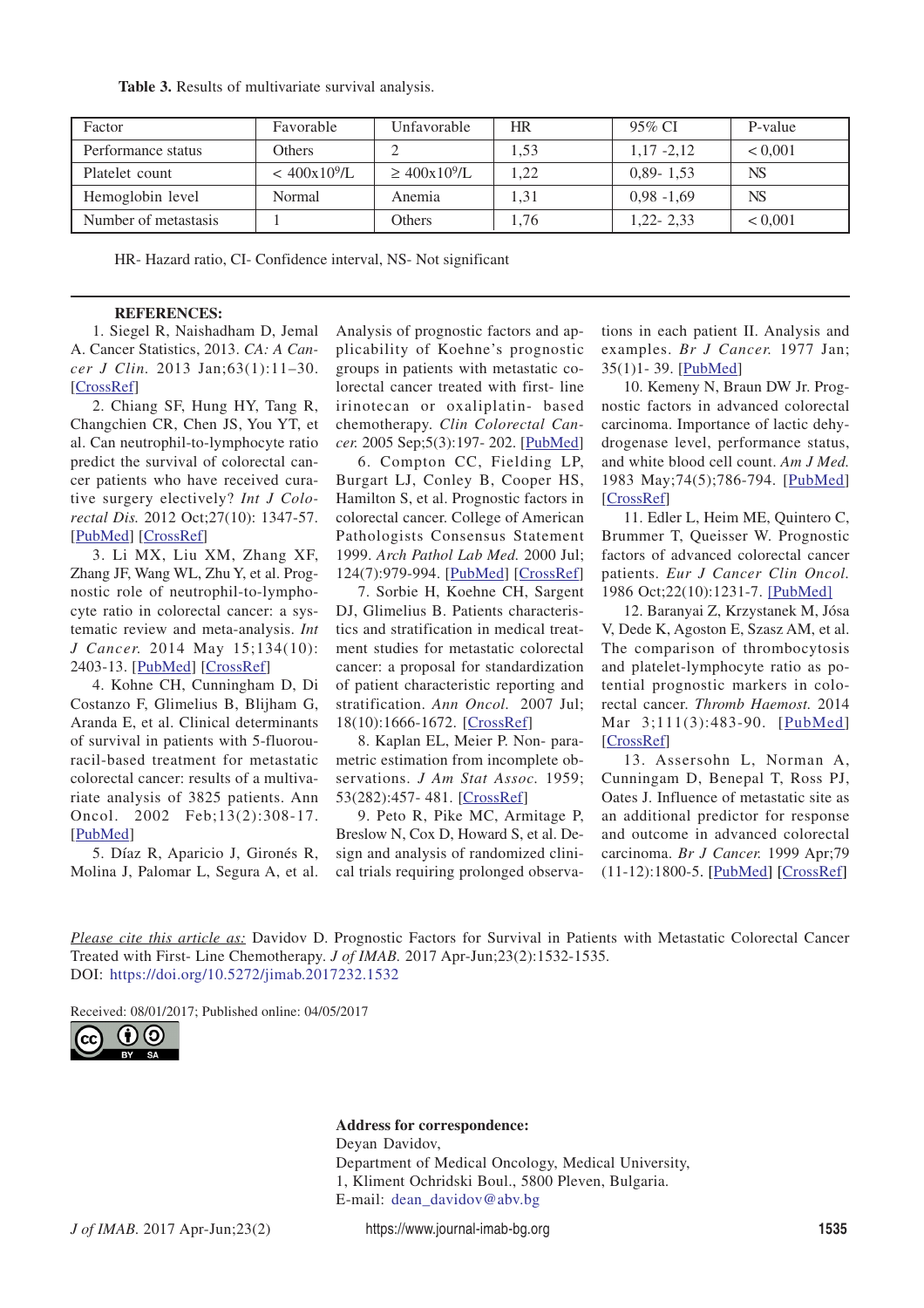**Table 3.** Results of multivariate survival analysis.

| Factor | Favorable | Unfavorable | HR | 95% CI | P-value |
|---|---|---|---|---|---|
| Performance status | Others | 2 | 1,53 | 1,17 -2,12 | < 0,001 |
| Platelet count | < 400x10⁹/L | ≥ 400x10⁹/L | 1,22 | 0,89- 1,53 | NS |
| Hemoglobin level | Normal | Anemia | 1,31 | 0,98 -1,69 | NS |
| Number of metastasis | 1 | Others | 1,76 | 1,22- 2,33 | < 0,001 |

HR- Hazard ratio, CI- Confidence interval, NS- Not significant

**REFERENCES:**

1. Siegel R, Naishadham D, Jemal A. Cancer Statistics, 2013. *CA: A Cancer J Clin.* 2013 Jan;63(1):11–30. [CrossRef]

2. Chiang SF, Hung HY, Tang R, Changchien CR, Chen JS, You YT, et al. Can neutrophil-to-lymphocyte ratio predict the survival of colorectal cancer patients who have received curative surgery electively? *Int J Colorectal Dis.* 2012 Oct;27(10): 1347-57. [PubMed] [CrossRef]

3. Li MX, Liu XM, Zhang XF, Zhang JF, Wang WL, Zhu Y, et al. Prognostic role of neutrophil-to-lymphocyte ratio in colorectal cancer: a systematic review and meta-analysis. *Int J Cancer.* 2014 May 15;134(10): 2403-13. [PubMed] [CrossRef]

4. Kohne CH, Cunningham D, Di Costanzo F, Glimelius B, Blijham G, Aranda E, et al. Clinical determinants of survival in patients with 5-fluorouracil-based treatment for metastatic colorectal cancer: results of a multivariate analysis of 3825 patients. Ann Oncol. 2002 Feb;13(2):308-17. [PubMed]

5. Díaz R, Aparicio J, Gironés R, Molina J, Palomar L, Segura A, et al. Analysis of prognostic factors and applicability of Koehne's prognostic groups in patients with metastatic colorectal cancer treated with first- line irinotecan or oxaliplatin- based chemotherapy. *Clin Colorectal Cancer.* 2005 Sep;5(3):197- 202. [PubMed]

6. Compton CC, Fielding LP, Burgart LJ, Conley B, Cooper HS, Hamilton S, et al. Prognostic factors in colorectal cancer. College of American Pathologists Consensus Statement 1999. *Arch Pathol Lab Med.* 2000 Jul; 124(7):979-994. [PubMed] [CrossRef]

7. Sorbie H, Koehne CH, Sargent DJ, Glimelius B. Patients characteristics and stratification in medical treatment studies for metastatic colorectal cancer: a proposal for standardization of patient characteristic reporting and stratification. *Ann Oncol.* 2007 Jul; 18(10):1666-1672. [CrossRef]

8. Kaplan EL, Meier P. Non- parametric estimation from incomplete observations. *J Am Stat Assoc.* 1959; 53(282):457- 481. [CrossRef]

9. Peto R, Pike MC, Armitage P, Breslow N, Cox D, Howard S, et al. Design and analysis of randomized clinical trials requiring prolonged observations in each patient II. Analysis and examples. *Br J Cancer.* 1977 Jan; 35(1)1- 39. [PubMed]

10. Kemeny N, Braun DW Jr. Prognostic factors in advanced colorectal carcinoma. Importance of lactic dehydrogenase level, performance status, and white blood cell count. *Am J Med.* 1983 May;74(5);786-794. [PubMed] [CrossRef]

11. Edler L, Heim ME, Quintero C, Brummer T, Queisser W. Prognostic factors of advanced colorectal cancer patients. *Eur J Cancer Clin Oncol.* 1986 Oct;22(10):1231-7. [PubMed]

12. Baranyai Z, Krzystanek M, Jósa V, Dede K, Agoston E, Szasz AM, et al. The comparison of thrombocytosis and platelet-lymphocyte ratio as potential prognostic markers in colorectal cancer. *Thromb Haemost.* 2014 Mar 3;111(3):483-90. [PubMed] [CrossRef]

13. Assersohn L, Norman A, Cunningam D, Benepal T, Ross PJ, Oates J. Influence of metastatic site as an additional predictor for response and outcome in advanced colorectal carcinoma. *Br J Cancer.* 1999 Apr;79 (11-12):1800-5. [PubMed] [CrossRef]

*Please cite this article as:* Davidov D. Prognostic Factors for Survival in Patients with Metastatic Colorectal Cancer Treated with First- Line Chemotherapy. *J of IMAB.* 2017 Apr-Jun;23(2):1532-1535.
DOI: https://doi.org/10.5272/jimab.2017232.1532

Received: 08/01/2017; Published online: 04/05/2017

**Address for correspondence:**
Deyan Davidov,
Department of Medical Oncology, Medical University,
1, Kliment Ochridski Boul., 5800 Pleven, Bulgaria.
E-mail: dean_davidov@abv.bg